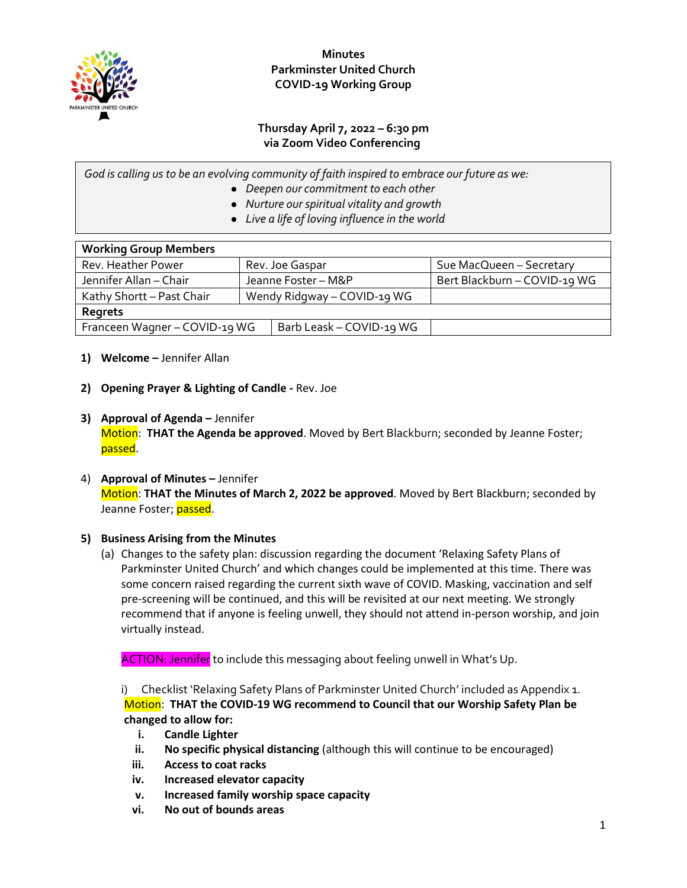# Minutes
## Parkminster United Church
## COVID-19 Working Group

**Thursday April 7, 2022 – 6:30 pm**
**via Zoom Video Conferencing**

*God is calling us to be an evolving community of faith inspired to embrace our future as we:*

- *Deepen our commitment to each other*
- *Nurture our spiritual vitality and growth*
- *Live a life of loving influence in the world*

| **Working Group Members** | | |
|---|---|---|
| Rev. Heather Power | Rev. Joe Gaspar | Sue MacQueen – Secretary |
| Jennifer Allan – Chair | Jeanne Foster – M&P | Bert Blackburn – COVID-19 WG |
| Kathy Shortt – Past Chair | Wendy Ridgway – COVID-19 WG | |
| **Regrets** | | |
| Franceen Wagner – COVID-19 WG | Barb Leask – COVID-19 WG | |

1) **Welcome –** Jennifer Allan

2) **Opening Prayer & Lighting of Candle -** Rev. Joe

3) **Approval of Agenda –** Jennifer
Motion: **THAT the Agenda be approved**. Moved by Bert Blackburn; seconded by Jeanne Foster; passed.

4) **Approval of Minutes –** Jennifer
Motion: **THAT the Minutes of March 2, 2022 be approved**. Moved by Bert Blackburn; seconded by Jeanne Foster; passed.

5) **Business Arising from the Minutes**

(a) Changes to the safety plan: discussion regarding the document 'Relaxing Safety Plans of Parkminster United Church' and which changes could be implemented at this time. There was some concern raised regarding the current sixth wave of COVID. Masking, vaccination and self pre-screening will be continued, and this will be revisited at our next meeting. We strongly recommend that if anyone is feeling unwell, they should not attend in-person worship, and join virtually instead.

ACTION: Jennifer to include this messaging about feeling unwell in What's Up.

i) Checklist 'Relaxing Safety Plans of Parkminster United Church' included as Appendix 1.
Motion: **THAT the COVID-19 WG recommend to Council that our Worship Safety Plan be changed to allow for:**

i. **Candle Lighter**
ii. **No specific physical distancing** (although this will continue to be encouraged)
iii. **Access to coat racks**
iv. **Increased elevator capacity**
v. **Increased family worship space capacity**
vi. **No out of bounds areas**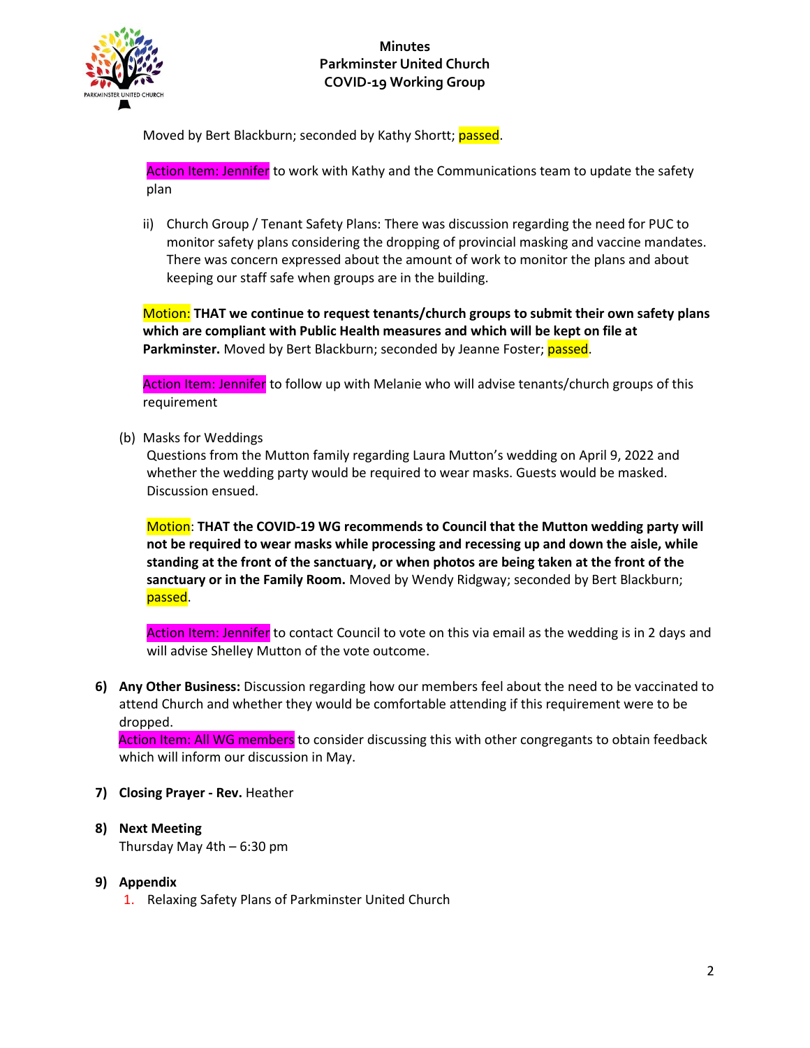Moved by Bert Blackburn; seconded by Kathy Shortt; passed.

Action Item: Jennifer to work with Kathy and the Communications team to update the safety plan

ii) Church Group / Tenant Safety Plans: There was discussion regarding the need for PUC to monitor safety plans considering the dropping of provincial masking and vaccine mandates. There was concern expressed about the amount of work to monitor the plans and about keeping our staff safe when groups are in the building.

Motion: **THAT we continue to request tenants/church groups to submit their own safety plans which are compliant with Public Health measures and which will be kept on file at Parkminster.** Moved by Bert Blackburn; seconded by Jeanne Foster; passed.

Action Item: Jennifer to follow up with Melanie who will advise tenants/church groups of this requirement

(b) Masks for Weddings

Questions from the Mutton family regarding Laura Mutton's wedding on April 9, 2022 and whether the wedding party would be required to wear masks. Guests would be masked. Discussion ensued.

Motion: **THAT the COVID-19 WG recommends to Council that the Mutton wedding party will not be required to wear masks while processing and recessing up and down the aisle, while standing at the front of the sanctuary, or when photos are being taken at the front of the sanctuary or in the Family Room.** Moved by Wendy Ridgway; seconded by Bert Blackburn; passed.

Action Item: Jennifer to contact Council to vote on this via email as the wedding is in 2 days and will advise Shelley Mutton of the vote outcome.

6) **Any Other Business:** Discussion regarding how our members feel about the need to be vaccinated to attend Church and whether they would be comfortable attending if this requirement were to be dropped.
Action Item: All WG members to consider discussing this with other congregants to obtain feedback which will inform our discussion in May.

7) **Closing Prayer - Rev.** Heather

8) **Next Meeting**
Thursday May 4th – 6:30 pm

9) **Appendix**
   1. Relaxing Safety Plans of Parkminster United Church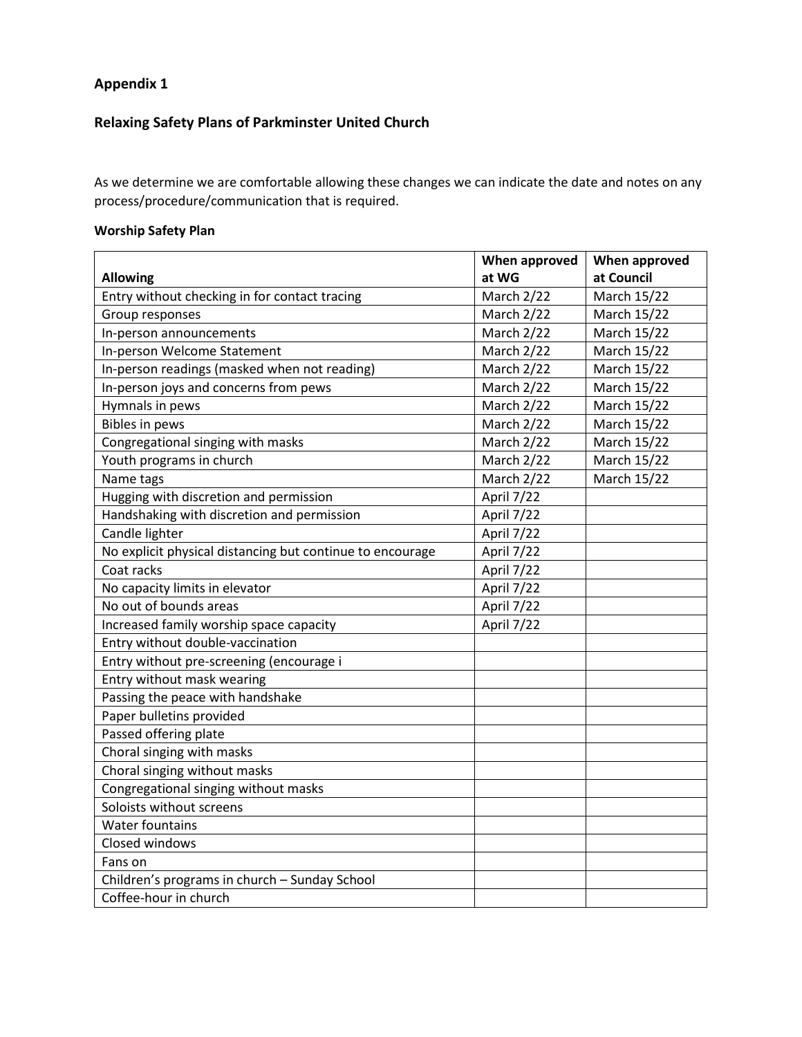## Appendix 1

## Relaxing Safety Plans of Parkminster United Church

As we determine we are comfortable allowing these changes we can indicate the date and notes on any process/procedure/communication that is required.

### Worship Safety Plan

| Allowing | When approved at WG | When approved at Council |
|---|---|---|
| Entry without checking in for contact tracing | March 2/22 | March 15/22 |
| Group responses | March 2/22 | March 15/22 |
| In-person announcements | March 2/22 | March 15/22 |
| In-person Welcome Statement | March 2/22 | March 15/22 |
| In-person readings (masked when not reading) | March 2/22 | March 15/22 |
| In-person joys and concerns from pews | March 2/22 | March 15/22 |
| Hymnals in pews | March 2/22 | March 15/22 |
| Bibles in pews | March 2/22 | March 15/22 |
| Congregational singing with masks | March 2/22 | March 15/22 |
| Youth programs in church | March 2/22 | March 15/22 |
| Name tags | March 2/22 | March 15/22 |
| Hugging with discretion and permission | April 7/22 | |
| Handshaking with discretion and permission | April 7/22 | |
| Candle lighter | April 7/22 | |
| No explicit physical distancing but continue to encourage | April 7/22 | |
| Coat racks | April 7/22 | |
| No capacity limits in elevator | April 7/22 | |
| No out of bounds areas | April 7/22 | |
| Increased family worship space capacity | April 7/22 | |
| Entry without double-vaccination | | |
| Entry without pre-screening (encourage i | | |
| Entry without mask wearing | | |
| Passing the peace with handshake | | |
| Paper bulletins provided | | |
| Passed offering plate | | |
| Choral singing with masks | | |
| Choral singing without masks | | |
| Congregational singing without masks | | |
| Soloists without screens | | |
| Water fountains | | |
| Closed windows | | |
| Fans on | | |
| Children's programs in church – Sunday School | | |
| Coffee-hour in church | | |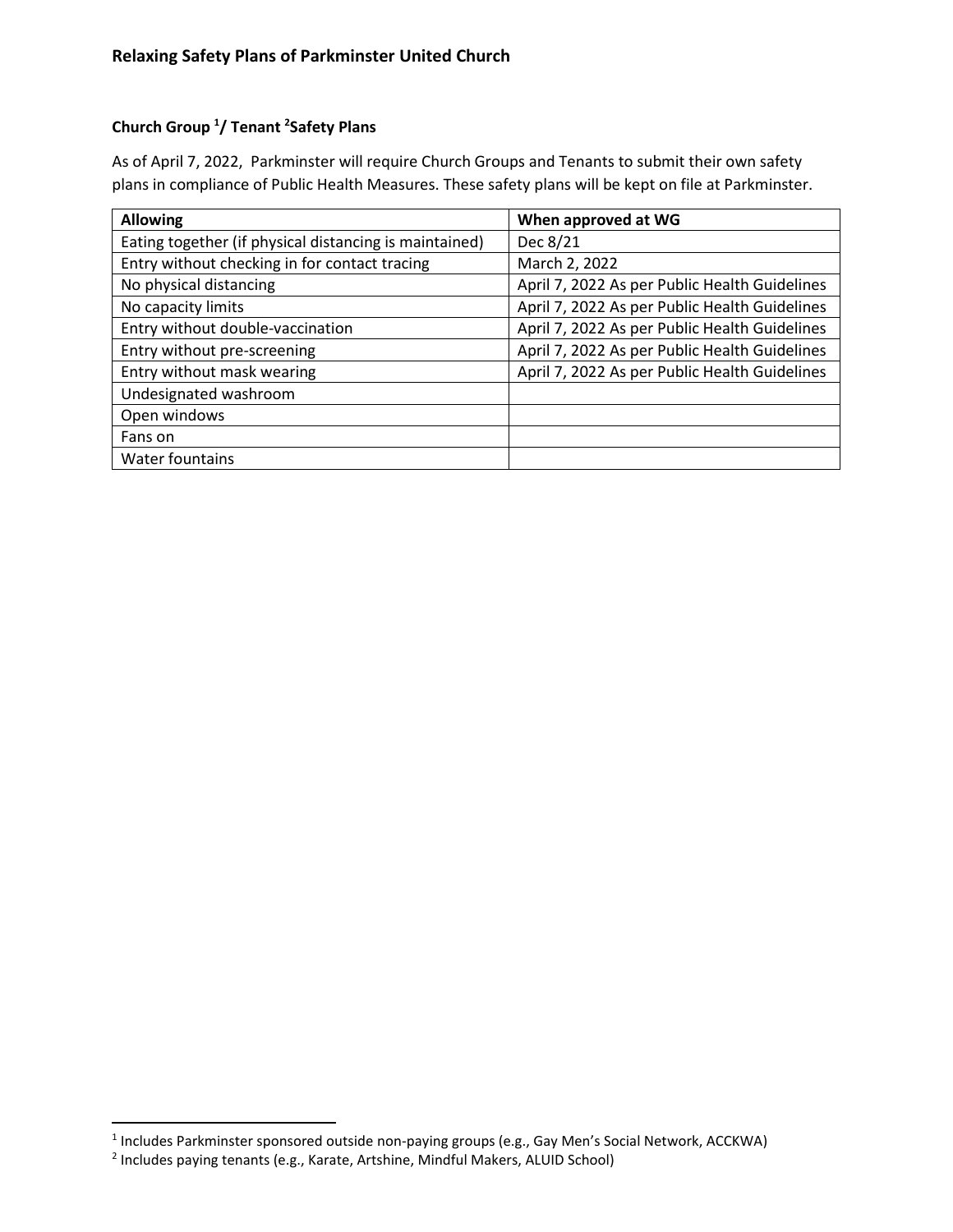## Relaxing Safety Plans of Parkminster United Church

### Church Group [1]/ Tenant [2]Safety Plans

As of April 7, 2022, Parkminster will require Church Groups and Tenants to submit their own safety plans in compliance of Public Health Measures. These safety plans will be kept on file at Parkminster.

| Allowing | When approved at WG |
| --- | --- |
| Eating together (if physical distancing is maintained) | Dec 8/21 |
| Entry without checking in for contact tracing | March 2, 2022 |
| No physical distancing | April 7, 2022 As per Public Health Guidelines |
| No capacity limits | April 7, 2022 As per Public Health Guidelines |
| Entry without double-vaccination | April 7, 2022 As per Public Health Guidelines |
| Entry without pre-screening | April 7, 2022 As per Public Health Guidelines |
| Entry without mask wearing | April 7, 2022 As per Public Health Guidelines |
| Undesignated washroom | |
| Open windows | |
| Fans on | |
| Water fountains | |

[1] Includes Parkminster sponsored outside non-paying groups (e.g., Gay Men's Social Network, ACCKWA)

[2] Includes paying tenants (e.g., Karate, Artshine, Mindful Makers, ALUID School)